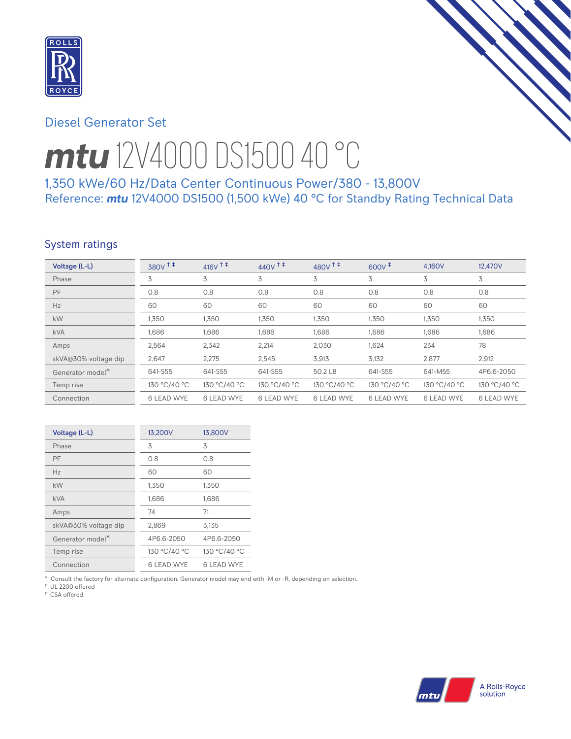Diesel Generator Set

# ***mtu*** 12V4000 DS1500 40 °C

## 1,350 kWe/60 Hz/Data Center Continuous Power/380 - 13,800V

Reference: ***mtu*** 12V4000 DS1500 (1,500 kWe) 40 °C for Standby Rating Technical Data

## System ratings

| Voltage (L-L) | 380V † ‡ | 416V † ‡ | 440V † ‡ | 480V † ‡ | 600V ‡ | 4,160V | 12,470V |
|---|---|---|---|---|---|---|---|
| Phase | 3 | 3 | 3 | 3 | 3 | 3 | 3 |
| PF | 0.8 | 0.8 | 0.8 | 0.8 | 0.8 | 0.8 | 0.8 |
| Hz | 60 | 60 | 60 | 60 | 60 | 60 | 60 |
| kW | 1,350 | 1,350 | 1,350 | 1,350 | 1,350 | 1,350 | 1,350 |
| kVA | 1,686 | 1,686 | 1,686 | 1,686 | 1,686 | 1,686 | 1,686 |
| Amps | 2,564 | 2,342 | 2,214 | 2,030 | 1,624 | 234 | 78 |
| skVA@30% voltage dip | 2,647 | 2,275 | 2,545 | 3,913 | 3,132 | 2,877 | 2,912 |
| Generator model* | 641-S55 | 641-S55 | 641-S55 | 50.2 L8 | 641-S55 | 641-M55 | 4P6.6-2050 |
| Temp rise | 130 °C/40 °C | 130 °C/40 °C | 130 °C/40 °C | 130 °C/40 °C | 130 °C/40 °C | 130 °C/40 °C | 130 °C/40 °C |
| Connection | 6 LEAD WYE | 6 LEAD WYE | 6 LEAD WYE | 6 LEAD WYE | 6 LEAD WYE | 6 LEAD WYE | 6 LEAD WYE |

| Voltage (L-L) | 13,200V | 13,800V |
|---|---|---|
| Phase | 3 | 3 |
| PF | 0.8 | 0.8 |
| Hz | 60 | 60 |
| kW | 1,350 | 1,350 |
| kVA | 1,686 | 1,686 |
| Amps | 74 | 71 |
| skVA@30% voltage dip | 2,869 | 3,135 |
| Generator model* | 4P6.6-2050 | 4P6.6-2050 |
| Temp rise | 130 °C/40 °C | 130 °C/40 °C |
| Connection | 6 LEAD WYE | 6 LEAD WYE |

\* Consult the factory for alternate configuration. Generator model may end with -M or -R, depending on selection.
† UL 2200 offered
‡ CSA offered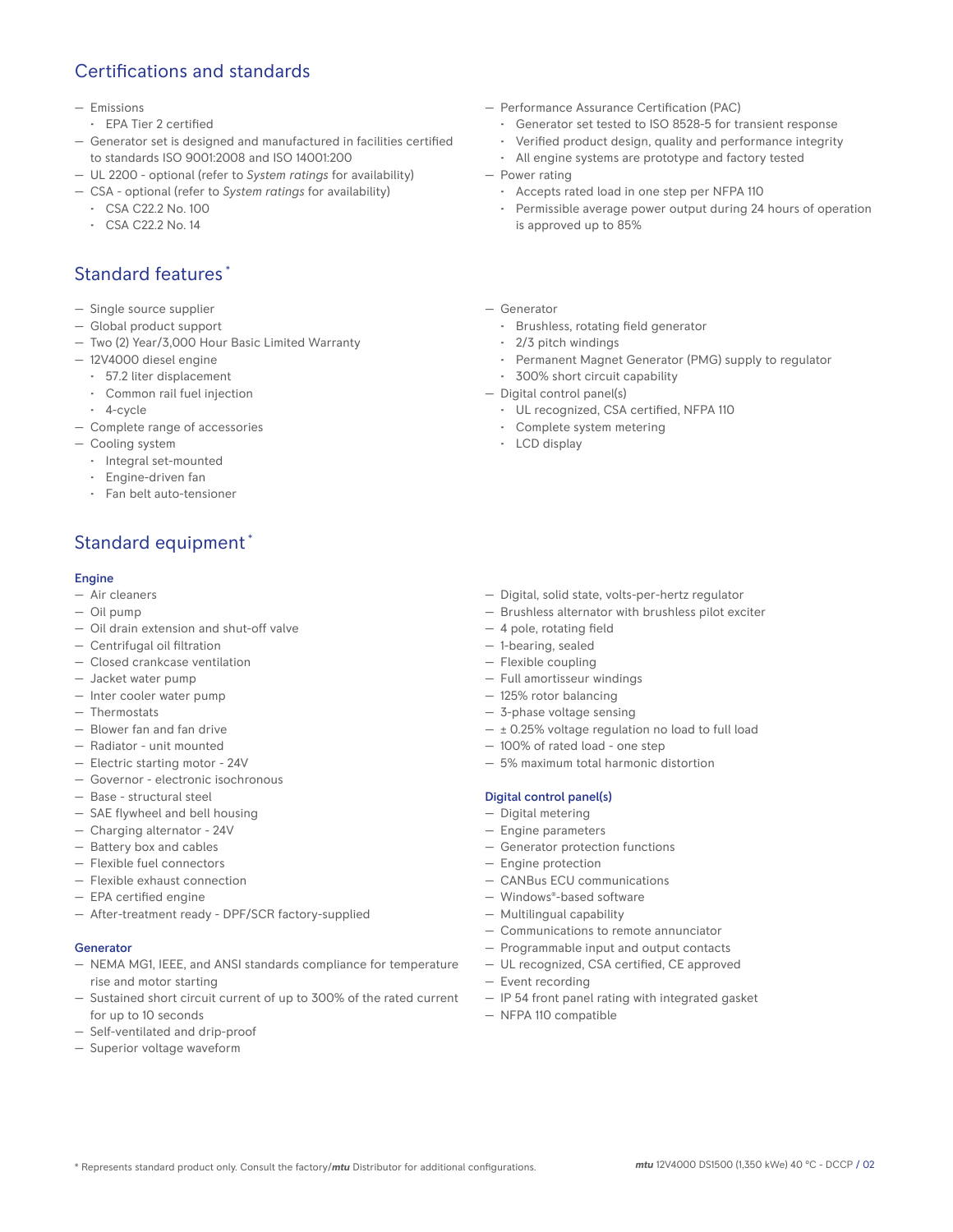## Certifications and standards

- Emissions
  - EPA Tier 2 certified
- Generator set is designed and manufactured in facilities certified to standards ISO 9001:2008 and ISO 14001:200
- UL 2200 - optional (refer to *System ratings* for availability)
- CSA - optional (refer to *System ratings* for availability)
  - CSA C22.2 No. 100
  - CSA C22.2 No. 14
- Performance Assurance Certification (PAC)
  - Generator set tested to ISO 8528-5 for transient response
  - Verified product design, quality and performance integrity
  - All engine systems are prototype and factory tested
- Power rating
  - Accepts rated load in one step per NFPA 110
  - Permissible average power output during 24 hours of operation is approved up to 85%

## Standard features *

- Single source supplier
- Global product support
- Two (2) Year/3,000 Hour Basic Limited Warranty
- 12V4000 diesel engine
  - 57.2 liter displacement
  - Common rail fuel injection
  - 4-cycle
- Complete range of accessories
- Cooling system
  - Integral set-mounted
  - Engine-driven fan
  - Fan belt auto-tensioner
- Generator
  - Brushless, rotating field generator
  - 2/3 pitch windings
  - Permanent Magnet Generator (PMG) supply to regulator
  - 300% short circuit capability
- Digital control panel(s)
  - UL recognized, CSA certified, NFPA 110
  - Complete system metering
  - LCD display

## Standard equipment *

### Engine

- Air cleaners
- Oil pump
- Oil drain extension and shut-off valve
- Centrifugal oil filtration
- Closed crankcase ventilation
- Jacket water pump
- Inter cooler water pump
- Thermostats
- Blower fan and fan drive
- Radiator - unit mounted
- Electric starting motor - 24V
- Governor - electronic isochronous
- Base - structural steel
- SAE flywheel and bell housing
- Charging alternator - 24V
- Battery box and cables
- Flexible fuel connectors
- Flexible exhaust connection
- EPA certified engine
- After-treatment ready - DPF/SCR factory-supplied

### Generator

- NEMA MG1, IEEE, and ANSI standards compliance for temperature rise and motor starting
- Sustained short circuit current of up to 300% of the rated current for up to 10 seconds
- Self-ventilated and drip-proof
- Superior voltage waveform
- Digital, solid state, volts-per-hertz regulator
- Brushless alternator with brushless pilot exciter
- 4 pole, rotating field
- 1-bearing, sealed
- Flexible coupling
- Full amortisseur windings
- 125% rotor balancing
- 3-phase voltage sensing
- ± 0.25% voltage regulation no load to full load
- 100% of rated load - one step
- 5% maximum total harmonic distortion

### Digital control panel(s)

- Digital metering
- Engine parameters
- Generator protection functions
- Engine protection
- CANBus ECU communications
- Windows®-based software
- Multilingual capability
- Communications to remote annunciator
- Programmable input and output contacts
- UL recognized, CSA certified, CE approved
- Event recording
- IP 54 front panel rating with integrated gasket
- NFPA 110 compatible

* Represents standard product only. Consult the factory/*mtu* Distributor for additional configurations.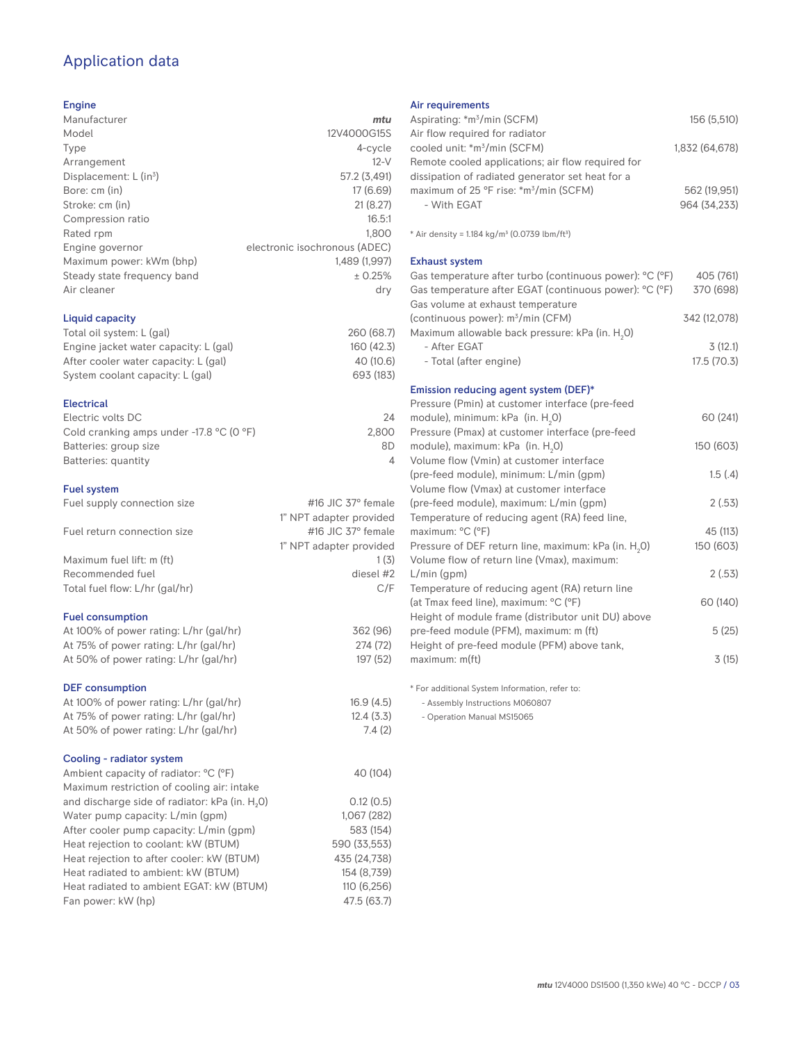# Application data

## Engine

| | |
|---|---|
| Manufacturer | *mtu* |
| Model | 12V4000G15S |
| Type | 4-cycle |
| Arrangement | 12-V |
| Displacement: L (in³) | 57.2 (3,491) |
| Bore: cm (in) | 17 (6.69) |
| Stroke: cm (in) | 21 (8.27) |
| Compression ratio | 16.5:1 |
| Rated rpm | 1,800 |
| Engine governor | electronic isochronous (ADEC) |
| Maximum power: kWm (bhp) | 1,489 (1,997) |
| Steady state frequency band | ± 0.25% |
| Air cleaner | dry |

## Liquid capacity

| | |
|---|---|
| Total oil system: L (gal) | 260 (68.7) |
| Engine jacket water capacity: L (gal) | 160 (42.3) |
| After cooler water capacity: L (gal) | 40 (10.6) |
| System coolant capacity: L (gal) | 693 (183) |

## Electrical

| | |
|---|---|
| Electric volts DC | 24 |
| Cold cranking amps under -17.8 °C (0 °F) | 2,800 |
| Batteries: group size | 8D |
| Batteries: quantity | 4 |

## Fuel system

| | |
|---|---|
| Fuel supply connection size | #16 JIC 37° female<br>1" NPT adapter provided |
| Fuel return connection size | #16 JIC 37° female<br>1" NPT adapter provided |
| Maximum fuel lift: m (ft) | 1 (3) |
| Recommended fuel | diesel #2 |
| Total fuel flow: L/hr (gal/hr) | C/F |

## Fuel consumption

| | |
|---|---|
| At 100% of power rating: L/hr (gal/hr) | 362 (96) |
| At 75% of power rating: L/hr (gal/hr) | 274 (72) |
| At 50% of power rating: L/hr (gal/hr) | 197 (52) |

## DEF consumption

| | |
|---|---|
| At 100% of power rating: L/hr (gal/hr) | 16.9 (4.5) |
| At 75% of power rating: L/hr (gal/hr) | 12.4 (3.3) |
| At 50% of power rating: L/hr (gal/hr) | 7.4 (2) |

## Cooling - radiator system

| | |
|---|---|
| Ambient capacity of radiator: °C (°F) | 40 (104) |
| Maximum restriction of cooling air: intake and discharge side of radiator: kPa (in. $H_2O$) | 0.12 (0.5) |
| Water pump capacity: L/min (gpm) | 1,067 (282) |
| After cooler pump capacity: L/min (gpm) | 583 (154) |
| Heat rejection to coolant: kW (BTUM) | 590 (33,553) |
| Heat rejection to after cooler: kW (BTUM) | 435 (24,738) |
| Heat radiated to ambient: kW (BTUM) | 154 (8,739) |
| Heat radiated to ambient EGAT: kW (BTUM) | 110 (6,256) |
| Fan power: kW (hp) | 47.5 (63.7) |

## Air requirements

| | |
|---|---|
| Aspirating: *m³/min (SCFM) | 156 (5,510) |
| Air flow required for radiator cooled unit: *m³/min (SCFM) | 1,832 (64,678) |
| Remote cooled applications; air flow required for dissipation of radiated generator set heat for a maximum of 25 °F rise: *m³/min (SCFM) | 562 (19,951) |
| - With EGAT | 964 (34,233) |

\* Air density = 1.184 kg/m³ (0.0739 lbm/ft³)

## Exhaust system

| | |
|---|---|
| Gas temperature after turbo (continuous power): °C (°F) | 405 (761) |
| Gas temperature after EGAT (continuous power): °C (°F) | 370 (698) |
| Gas volume at exhaust temperature (continuous power): m³/min (CFM) | 342 (12,078) |
| Maximum allowable back pressure: kPa (in. $H_2O$) | |
| - After EGAT | 3 (12.1) |
| - Total (after engine) | 17.5 (70.3) |

## Emission reducing agent system (DEF)*

| | |
|---|---|
| Pressure (Pmin) at customer interface (pre-feed module), minimum: kPa (in. $H_2O$) | 60 (241) |
| Pressure (Pmax) at customer interface (pre-feed module), maximum: kPa (in. $H_2O$) | 150 (603) |
| Volume flow (Vmin) at customer interface (pre-feed module), minimum: L/min (gpm) | 1.5 (.4) |
| Volume flow (Vmax) at customer interface (pre-feed module), maximum: L/min (gpm) | 2 (.53) |
| Temperature of reducing agent (RA) feed line, maximum: °C (°F) | 45 (113) |
| Pressure of DEF return line, maximum: kPa (in. $H_2O$) | 150 (603) |
| Volume flow of return line (Vmax), maximum: L/min (gpm) | 2 (.53) |
| Temperature of reducing agent (RA) return line (at Tmax feed line), maximum: °C (°F) | 60 (140) |
| Height of module frame (distributor unit DU) above pre-feed module (PFM), maximum: m (ft) | 5 (25) |
| Height of pre-feed module (PFM) above tank, maximum: m(ft) | 3 (15) |

\* For additional System Information, refer to:

- Assembly Instructions M060807
- Operation Manual MS15065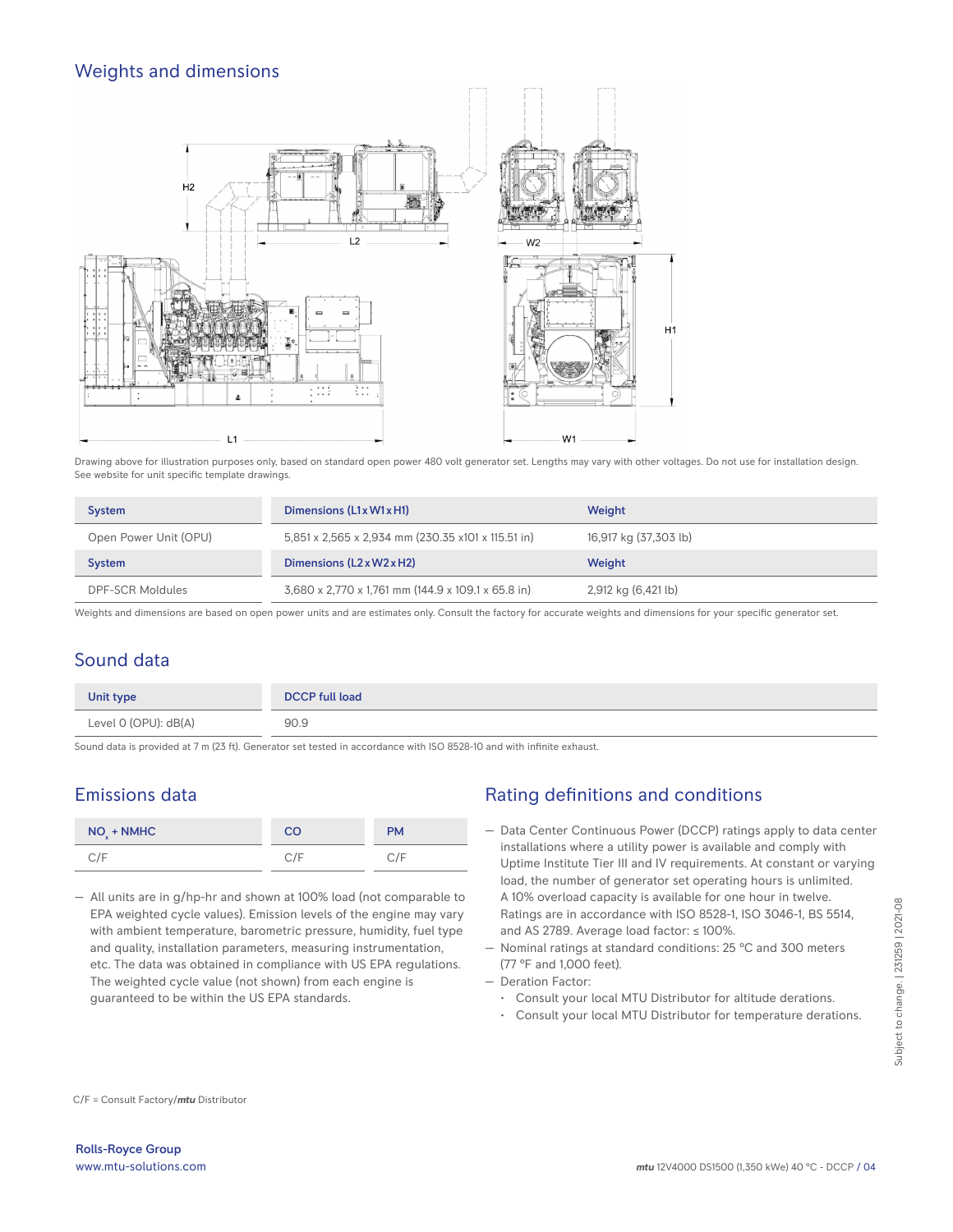## Weights and dimensions

H2

L2

W2

H1

L1

W1

Drawing above for illustration purposes only, based on standard open power 480 volt generator set. Lengths may vary with other voltages. Do not use for installation design. See website for unit specific template drawings.

| System | Dimensions (L1 x W1 x H1) | Weight |
|---|---|---|
| Open Power Unit (OPU) | 5,851 x 2,565 x 2,934 mm (230.35 x101 x 115.51 in) | 16,917 kg (37,303 lb) |
| **System** | **Dimensions (L2 x W2 x H2)** | **Weight** |
| DPF-SCR Moldules | 3,680 x 2,770 x 1,761 mm (144.9 x 109.1 x 65.8 in) | 2,912 kg (6,421 lb) |

Weights and dimensions are based on open power units and are estimates only. Consult the factory for accurate weights and dimensions for your specific generator set.

## Sound data

| Unit type | DCCP full load |
|---|---|
| Level 0 (OPU): dB(A) | 90.9 |

Sound data is provided at 7 m (23 ft). Generator set tested in accordance with ISO 8528-10 and with infinite exhaust.

## Emissions data

| $NO_x$ + NMHC | CO | PM |
|---|---|---|
| C/F | C/F | C/F |

- All units are in g/hp-hr and shown at 100% load (not comparable to EPA weighted cycle values). Emission levels of the engine may vary with ambient temperature, barometric pressure, humidity, fuel type and quality, installation parameters, measuring instrumentation, etc. The data was obtained in compliance with US EPA regulations. The weighted cycle value (not shown) from each engine is guaranteed to be within the US EPA standards.

## Rating definitions and conditions

- Data Center Continuous Power (DCCP) ratings apply to data center installations where a utility power is available and comply with Uptime Institute Tier III and IV requirements. At constant or varying load, the number of generator set operating hours is unlimited. A 10% overload capacity is available for one hour in twelve. Ratings are in accordance with ISO 8528-1, ISO 3046-1, BS 5514, and AS 2789. Average load factor: ≤ 100%.
- Nominal ratings at standard conditions: 25 °C and 300 meters (77 °F and 1,000 feet).
- Deration Factor:
  - Consult your local MTU Distributor for altitude derations.
  - Consult your local MTU Distributor for temperature derations.

Subject to change. | 231259 | 2021-08

C/F = Consult Factory/***mtu*** Distributor

Rolls-Royce Group
www.mtu-solutions.com

***mtu*** 12V4000 DS1500 (1,350 kWe) 40 °C - DCCP